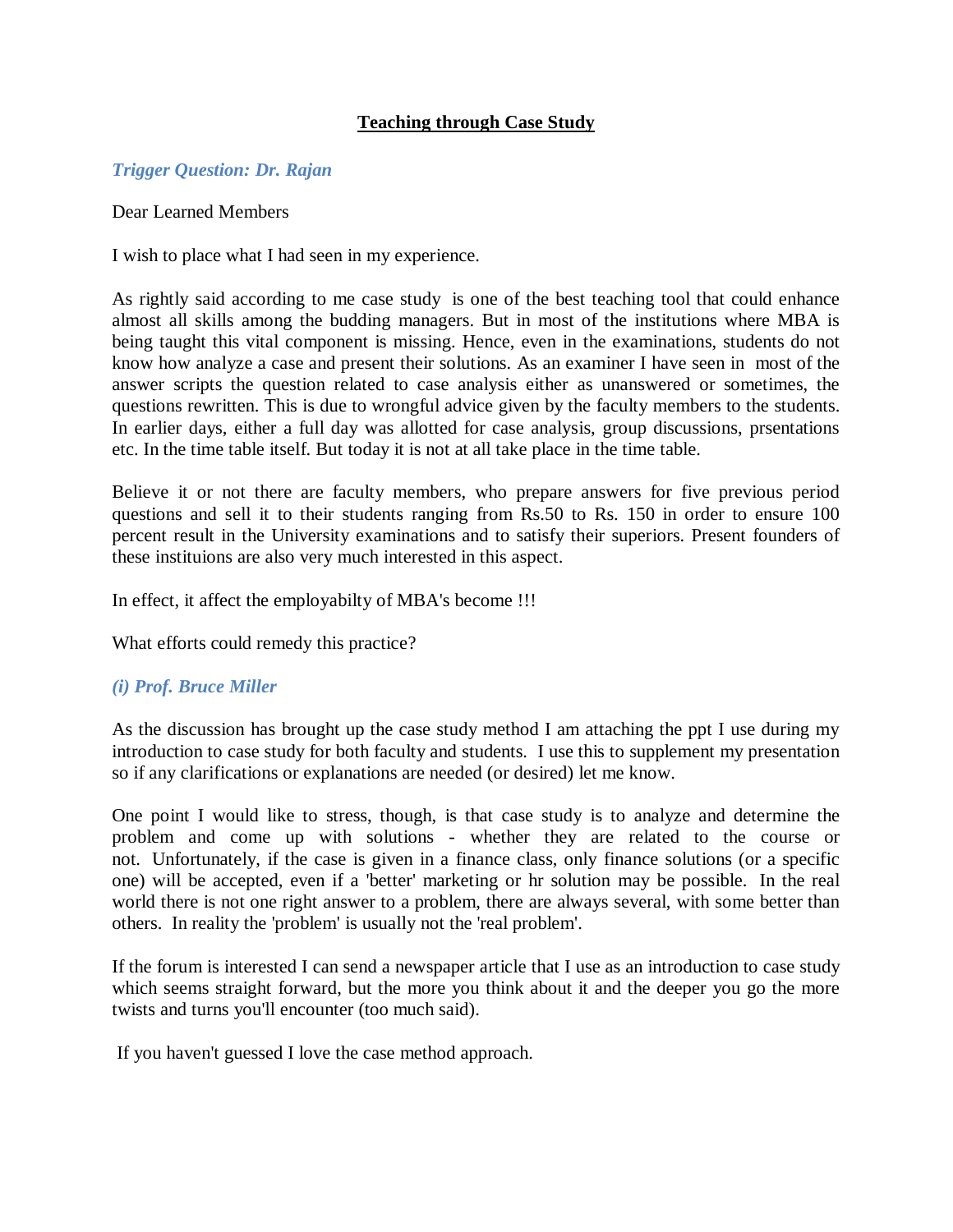# Teaching through Case Study

*Trigger Question: Dr. Rajan*

Dear Learned Members

I wish to place what I had seen in my experience.

As rightly said according to me case study is one of the best teaching tool that could enhance almost all skills among the budding managers. But in most of the institutions where MBA is being taught this vital component is missing. Hence, even in the examinations, students do not know how analyze a case and present their solutions. As an examiner I have seen in most of the answer scripts the question related to case analysis either as unanswered or sometimes, the questions rewritten. This is due to wrongful advice given by the faculty members to the students. In earlier days, either a full day was allotted for case analysis, group discussions, prsentations etc. In the time table itself. But today it is not at all take place in the time table.

Believe it or not there are faculty members, who prepare answers for five previous period questions and sell it to their students ranging from Rs.50 to Rs. 150 in order to ensure 100 percent result in the University examinations and to satisfy their superiors. Present founders of these instituions are also very much interested in this aspect.

In effect, it affect the employabilty of MBA's become !!!

What efforts could remedy this practice?

*(i) Prof. Bruce Miller*

As the discussion has brought up the case study method I am attaching the ppt I use during my introduction to case study for both faculty and students. I use this to supplement my presentation so if any clarifications or explanations are needed (or desired) let me know.

One point I would like to stress, though, is that case study is to analyze and determine the problem and come up with solutions - whether they are related to the course or not. Unfortunately, if the case is given in a finance class, only finance solutions (or a specific one) will be accepted, even if a 'better' marketing or hr solution may be possible. In the real world there is not one right answer to a problem, there are always several, with some better than others. In reality the 'problem' is usually not the 'real problem'.

If the forum is interested I can send a newspaper article that I use as an introduction to case study which seems straight forward, but the more you think about it and the deeper you go the more twists and turns you'll encounter (too much said).

If you haven't guessed I love the case method approach.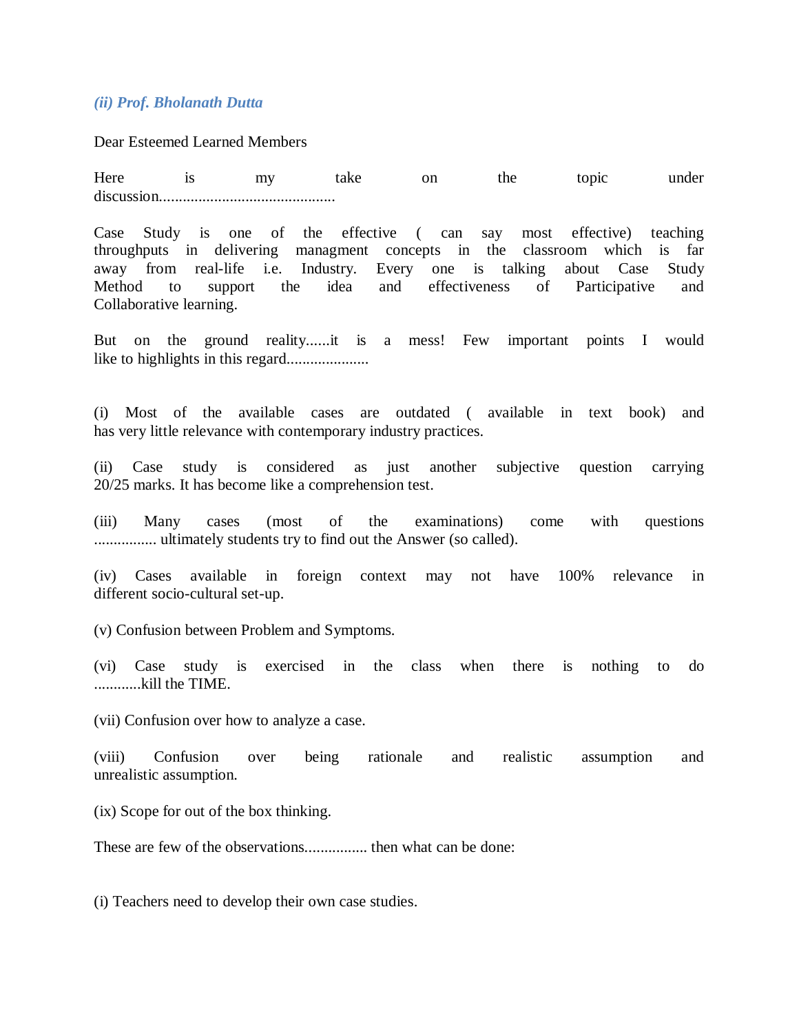*(ii) Prof. Bholanath Dutta*

Dear Esteemed Learned Members

Here is my take on the topic under discussion............................................

Case Study is one of the effective ( can say most effective) teaching throughputs in delivering managment concepts in the classroom which is far away from real-life i.e. Industry. Every one is talking about Case Study Method to support the idea and effectiveness of Participative and Collaborative learning.

But on the ground reality......it is a mess! Few important points I would like to highlights in this regard.....................

(i) Most of the available cases are outdated ( available in text book) and has very little relevance with contemporary industry practices.

(ii) Case study is considered as just another subjective question carrying 20/25 marks. It has become like a comprehension test.

(iii) Many cases (most of the examinations) come with questions ................ ultimately students try to find out the Answer (so called).

(iv) Cases available in foreign context may not have 100% relevance in different socio-cultural set-up.

(v) Confusion between Problem and Symptoms.

(vi) Case study is exercised in the class when there is nothing to do ............kill the TIME.

(vii) Confusion over how to analyze a case.

(viii) Confusion over being rationale and realistic assumption and unrealistic assumption.

(ix) Scope for out of the box thinking.

These are few of the observations................ then what can be done:

(i) Teachers need to develop their own case studies.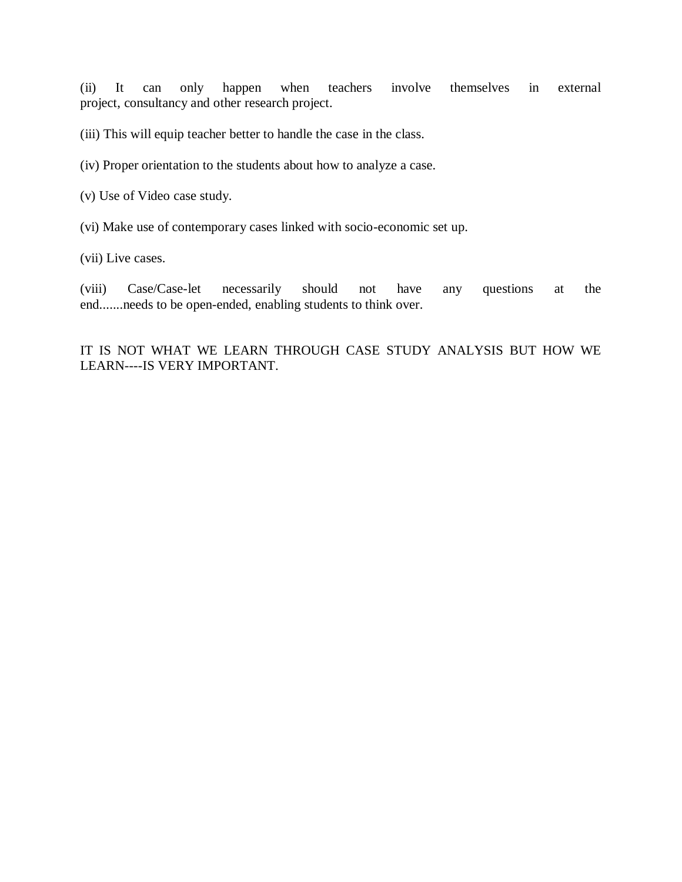(ii) It can only happen when teachers involve themselves in external project, consultancy and other research project.

(iii) This will equip teacher better to handle the case in the class.

(iv) Proper orientation to the students about how to analyze a case.

(v) Use of Video case study.

(vi) Make use of contemporary cases linked with socio-economic set up.

(vii) Live cases.

(viii) Case/Case-let necessarily should not have any questions at the end.......needs to be open-ended, enabling students to think over.

IT IS NOT WHAT WE LEARN THROUGH CASE STUDY ANALYSIS BUT HOW WE LEARN----IS VERY IMPORTANT.